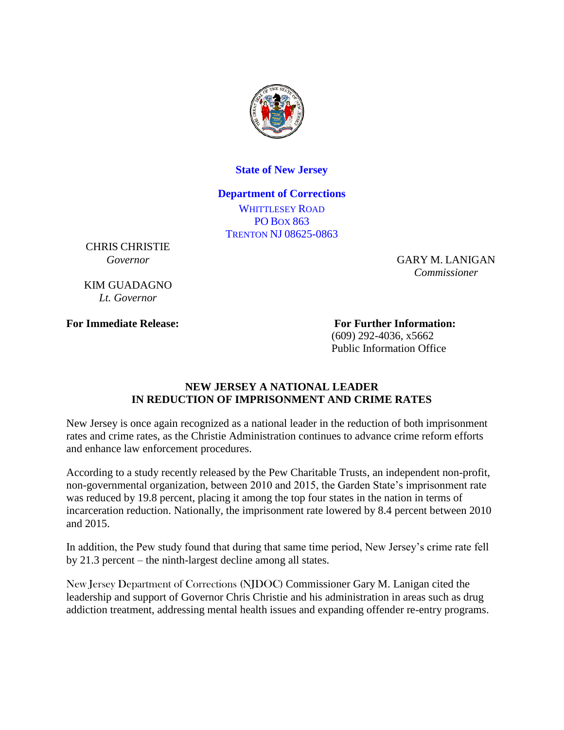**State of New Jersey**

**Department of Corrections**

WHITTLESEY ROAD
PO BOX 863
TRENTON NJ 08625-0863

CHRIS CHRISTIE
*Governor*

KIM GUADAGNO
*Lt. Governor*

GARY M. LANIGAN
*Commissioner*

**For Immediate Release:**

**For Further Information:**
(609) 292-4036, x5662
Public Information Office

## NEW JERSEY A NATIONAL LEADER IN REDUCTION OF IMPRISONMENT AND CRIME RATES

New Jersey is once again recognized as a national leader in the reduction of both imprisonment rates and crime rates, as the Christie Administration continues to advance crime reform efforts and enhance law enforcement procedures.

According to a study recently released by the Pew Charitable Trusts, an independent non-profit, non-governmental organization, between 2010 and 2015, the Garden State's imprisonment rate was reduced by 19.8 percent, placing it among the top four states in the nation in terms of incarceration reduction. Nationally, the imprisonment rate lowered by 8.4 percent between 2010 and 2015.

In addition, the Pew study found that during that same time period, New Jersey's crime rate fell by 21.3 percent – the ninth-largest decline among all states.

New Jersey Department of Corrections (NJDOC) Commissioner Gary M. Lanigan cited the leadership and support of Governor Chris Christie and his administration in areas such as drug addiction treatment, addressing mental health issues and expanding offender re-entry programs.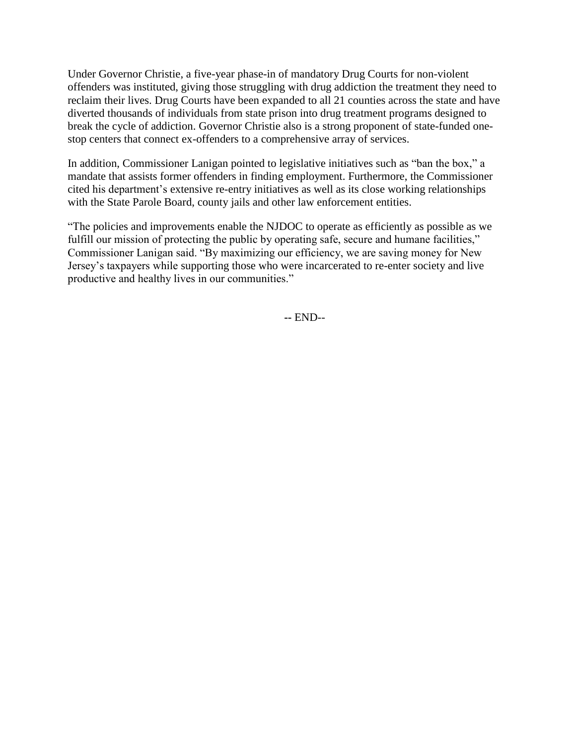Under Governor Christie, a five-year phase-in of mandatory Drug Courts for non-violent offenders was instituted, giving those struggling with drug addiction the treatment they need to reclaim their lives. Drug Courts have been expanded to all 21 counties across the state and have diverted thousands of individuals from state prison into drug treatment programs designed to break the cycle of addiction. Governor Christie also is a strong proponent of state-funded one-stop centers that connect ex-offenders to a comprehensive array of services.

In addition, Commissioner Lanigan pointed to legislative initiatives such as "ban the box," a mandate that assists former offenders in finding employment. Furthermore, the Commissioner cited his department's extensive re-entry initiatives as well as its close working relationships with the State Parole Board, county jails and other law enforcement entities.

"The policies and improvements enable the NJDOC to operate as efficiently as possible as we fulfill our mission of protecting the public by operating safe, secure and humane facilities," Commissioner Lanigan said. "By maximizing our efficiency, we are saving money for New Jersey's taxpayers while supporting those who were incarcerated to re-enter society and live productive and healthy lives in our communities."

-- END--